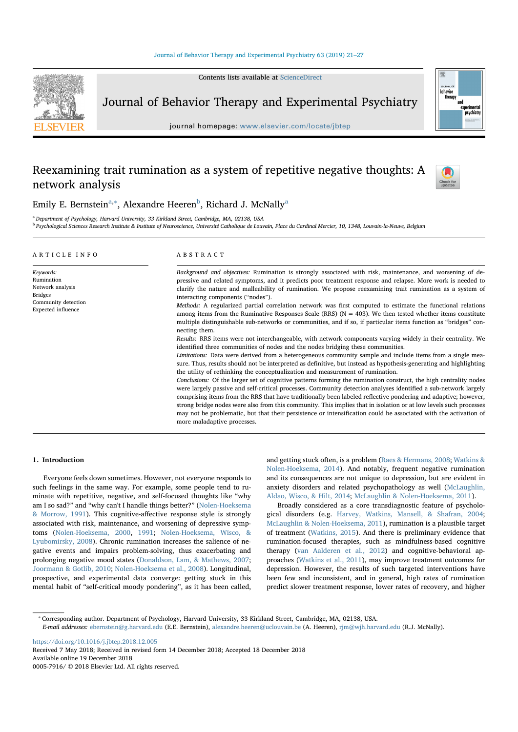# Reexamining trait rumination as a system of repetitive negative thoughts: A network analysis

Emily E. Bernstein[a,*], Alexandre Heeren[b], Richard J. McNally[a]

[a] Department of Psychology, Harvard University, 33 Kirkland Street, Cambridge, MA, 02138, USA
[b] Psychological Sciences Research Institute & Institute of Neuroscience, Université Catholique de Louvain, Place du Cardinal Mercier, 10, 1348, Louvain-la-Neuve, Belgium

## ARTICLE INFO

*Keywords:*
Rumination
Network analysis
Bridges
Community detection
Expected influence

## ABSTRACT

*Background and objectives:* Rumination is strongly associated with risk, maintenance, and worsening of depressive and related symptoms, and it predicts poor treatment response and relapse. More work is needed to clarify the nature and malleability of rumination. We propose reexamining trait rumination as a system of interacting components ("nodes").

*Methods:* A regularized partial correlation network was first computed to estimate the functional relations among items from the Ruminative Responses Scale (RRS) (N = 403). We then tested whether items constitute multiple distinguishable sub-networks or communities, and if so, if particular items function as "bridges" connecting them.

*Results:* RRS items were not interchangeable, with network components varying widely in their centrality. We identified three communities of nodes and the nodes bridging these communities.

*Limitations:* Data were derived from a heterogeneous community sample and include items from a single measure. Thus, results should not be interpreted as definitive, but instead as hypothesis-generating and highlighting the utility of rethinking the conceptualization and measurement of rumination.

*Conclusions:* Of the larger set of cognitive patterns forming the rumination construct, the high centrality nodes were largely passive and self-critical processes. Community detection analyses identified a sub-network largely comprising items from the RRS that have traditionally been labeled reflective pondering and adaptive; however, strong bridge nodes were also from this community. This implies that in isolation or at low levels such processes may not be problematic, but that their persistence or intensification could be associated with the activation of more maladaptive processes.

## 1. Introduction

Everyone feels down sometimes. However, not everyone responds to such feelings in the same way. For example, some people tend to ruminate with repetitive, negative, and self-focused thoughts like "why am I so sad?" and "why can't I handle things better?" (Nolen-Hoeksema & Morrow, 1991). This cognitive-affective response style is strongly associated with risk, maintenance, and worsening of depressive symptoms (Nolen-Hoeksema, 2000, 1991; Nolen-Hoeksema, Wisco, & Lyubomirsky, 2008). Chronic rumination increases the salience of negative events and impairs problem-solving, thus exacerbating and prolonging negative mood states (Donaldson, Lam, & Mathews, 2007; Joormann & Gotlib, 2010; Nolen-Hoeksema et al., 2008). Longitudinal, prospective, and experimental data converge: getting stuck in this mental habit of "self-critical moody pondering", as it has been called, and getting stuck often, is a problem (Raes & Hermans, 2008; Watkins & Nolen-Hoeksema, 2014). And notably, frequent negative rumination and its consequences are not unique to depression, but are evident in anxiety disorders and related psychopathology as well (McLaughlin, Aldao, Wisco, & Hilt, 2014; McLaughlin & Nolen-Hoeksema, 2011).

Broadly considered as a core transdiagnostic feature of psychological disorders (e.g. Harvey, Watkins, Mansell, & Shafran, 2004; McLaughlin & Nolen-Hoeksema, 2011), rumination is a plausible target of treatment (Watkins, 2015). And there is preliminary evidence that rumination-focused therapies, such as mindfulness-based cognitive therapy (van Aalderen et al., 2012) and cognitive-behavioral approaches (Watkins et al., 2011), may improve treatment outcomes for depression. However, the results of such targeted interventions have been few and inconsistent, and in general, high rates of rumination predict slower treatment response, lower rates of recovery, and higher

---

* Corresponding author. Department of Psychology, Harvard University, 33 Kirkland Street, Cambridge, MA, 02138, USA.
*E-mail addresses:* ebernstein@g.harvard.edu (E.E. Bernstein), alexandre.heeren@uclouvain.be (A. Heeren), rjm@wjh.harvard.edu (R.J. McNally).

https://doi.org/10.1016/j.jbtep.2018.12.005
Received 7 May 2018; Received in revised form 14 December 2018; Accepted 18 December 2018
Available online 19 December 2018
0005-7916/ © 2018 Elsevier Ltd. All rights reserved.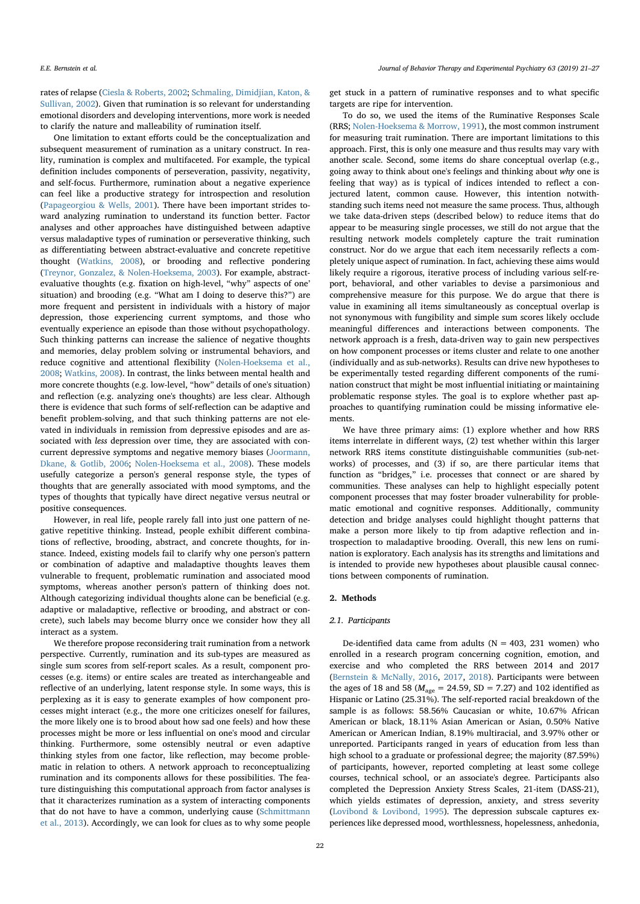rates of relapse (Ciesla & Roberts, 2002; Schmaling, Dimidjian, Katon, & Sullivan, 2002). Given that rumination is so relevant for understanding emotional disorders and developing interventions, more work is needed to clarify the nature and malleability of rumination itself.

One limitation to extant efforts could be the conceptualization and subsequent measurement of rumination as a unitary construct. In reality, rumination is complex and multifaceted. For example, the typical definition includes components of perseveration, passivity, negativity, and self-focus. Furthermore, rumination about a negative experience can feel like a productive strategy for introspection and resolution (Papageorgiou & Wells, 2001). There have been important strides toward analyzing rumination to understand its function better. Factor analyses and other approaches have distinguished between adaptive versus maladaptive types of rumination or perseverative thinking, such as differentiating between abstract-evaluative and concrete repetitive thought (Watkins, 2008), or brooding and reflective pondering (Treynor, Gonzalez, & Nolen-Hoeksema, 2003). For example, abstract-evaluative thoughts (e.g. fixation on high-level, "why" aspects of one' situation) and brooding (e.g. "What am I doing to deserve this?") are more frequent and persistent in individuals with a history of major depression, those experiencing current symptoms, and those who eventually experience an episode than those without psychopathology. Such thinking patterns can increase the salience of negative thoughts and memories, delay problem solving or instrumental behaviors, and reduce cognitive and attentional flexibility (Nolen-Hoeksema et al., 2008; Watkins, 2008). In contrast, the links between mental health and more concrete thoughts (e.g. low-level, "how" details of one's situation) and reflection (e.g. analyzing one's thoughts) are less clear. Although there is evidence that such forms of self-reflection can be adaptive and benefit problem-solving, and that such thinking patterns are not elevated in individuals in remission from depressive episodes and are associated with *less* depression over time, they are associated with concurrent depressive symptoms and negative memory biases (Joormann, Dkane, & Gotlib, 2006; Nolen-Hoeksema et al., 2008). These models usefully categorize a person's general response style, the types of thoughts that are generally associated with mood symptoms, and the types of thoughts that typically have direct negative versus neutral or positive consequences.

However, in real life, people rarely fall into just one pattern of negative repetitive thinking. Instead, people exhibit different combinations of reflective, brooding, abstract, and concrete thoughts, for instance. Indeed, existing models fail to clarify why one person's pattern or combination of adaptive and maladaptive thoughts leaves them vulnerable to frequent, problematic rumination and associated mood symptoms, whereas another person's pattern of thinking does not. Although categorizing individual thoughts alone can be beneficial (e.g. adaptive or maladaptive, reflective or brooding, and abstract or concrete), such labels may become blurry once we consider how they all interact as a system.

We therefore propose reconsidering trait rumination from a network perspective. Currently, rumination and its sub-types are measured as single sum scores from self-report scales. As a result, component processes (e.g. items) or entire scales are treated as interchangeable and reflective of an underlying, latent response style. In some ways, this is perplexing as it is easy to generate examples of how component processes might interact (e.g., the more one criticizes oneself for failures, the more likely one is to brood about how sad one feels) and how these processes might be more or less influential on one's mood and circular thinking. Furthermore, some ostensibly neutral or even adaptive thinking styles from one factor, like reflection, may become problematic in relation to others. A network approach to reconceptualizing rumination and its components allows for these possibilities. The feature distinguishing this computational approach from factor analyses is that it characterizes rumination as a system of interacting components that do not have to have a common, underlying cause (Schmittmann et al., 2013). Accordingly, we can look for clues as to why some people get stuck in a pattern of ruminative responses and to what specific targets are ripe for intervention.

To do so, we used the items of the Ruminative Responses Scale (RRS; Nolen-Hoeksema & Morrow, 1991), the most common instrument for measuring trait rumination. There are important limitations to this approach. First, this is only one measure and thus results may vary with another scale. Second, some items do share conceptual overlap (e.g., going away to think about one's feelings and thinking about *why* one is feeling that way) as is typical of indices intended to reflect a conjectured latent, common cause. However, this intention notwithstanding such items need not measure the same process. Thus, although we take data-driven steps (described below) to reduce items that do appear to be measuring single processes, we still do not argue that the resulting network models completely capture the trait rumination construct. Nor do we argue that each item necessarily reflects a completely unique aspect of rumination. In fact, achieving these aims would likely require a rigorous, iterative process of including various self-report, behavioral, and other variables to devise a parsimonious and comprehensive measure for this purpose. We do argue that there is value in examining all items simultaneously as conceptual overlap is not synonymous with fungibility and simple sum scores likely occlude meaningful differences and interactions between components. The network approach is a fresh, data-driven way to gain new perspectives on how component processes or items cluster and relate to one another (individually and as sub-networks). Results can drive new hypotheses to be experimentally tested regarding different components of the rumination construct that might be most influential initiating or maintaining problematic response styles. The goal is to explore whether past approaches to quantifying rumination could be missing informative elements.

We have three primary aims: (1) explore whether and how RRS items interrelate in different ways, (2) test whether within this larger network RRS items constitute distinguishable communities (sub-networks) of processes, and (3) if so, are there particular items that function as "bridges," i.e. processes that connect or are shared by communities. These analyses can help to highlight especially potent component processes that may foster broader vulnerability for problematic emotional and cognitive responses. Additionally, community detection and bridge analyses could highlight thought patterns that make a person more likely to tip from adaptive reflection and introspection to maladaptive brooding. Overall, this new lens on rumination is exploratory. Each analysis has its strengths and limitations and is intended to provide new hypotheses about plausible causal connections between components of rumination.

## 2. Methods

### 2.1. Participants

De-identified data came from adults (N = 403, 231 women) who enrolled in a research program concerning cognition, emotion, and exercise and who completed the RRS between 2014 and 2017 (Bernstein & McNally, 2016, 2017, 2018). Participants were between the ages of 18 and 58 ($M_{age}$ = 24.59, SD = 7.27) and 102 identified as Hispanic or Latino (25.31%). The self-reported racial breakdown of the sample is as follows: 58.56% Caucasian or white, 10.67% African American or black, 18.11% Asian American or Asian, 0.50% Native American or American Indian, 8.19% multiracial, and 3.97% other or unreported. Participants ranged in years of education from less than high school to a graduate or professional degree; the majority (87.59%) of participants, however, reported completing at least some college courses, technical school, or an associate's degree. Participants also completed the Depression Anxiety Stress Scales, 21-item (DASS-21), which yields estimates of depression, anxiety, and stress severity (Lovibond & Lovibond, 1995). The depression subscale captures experiences like depressed mood, worthlessness, hopelessness, anhedonia,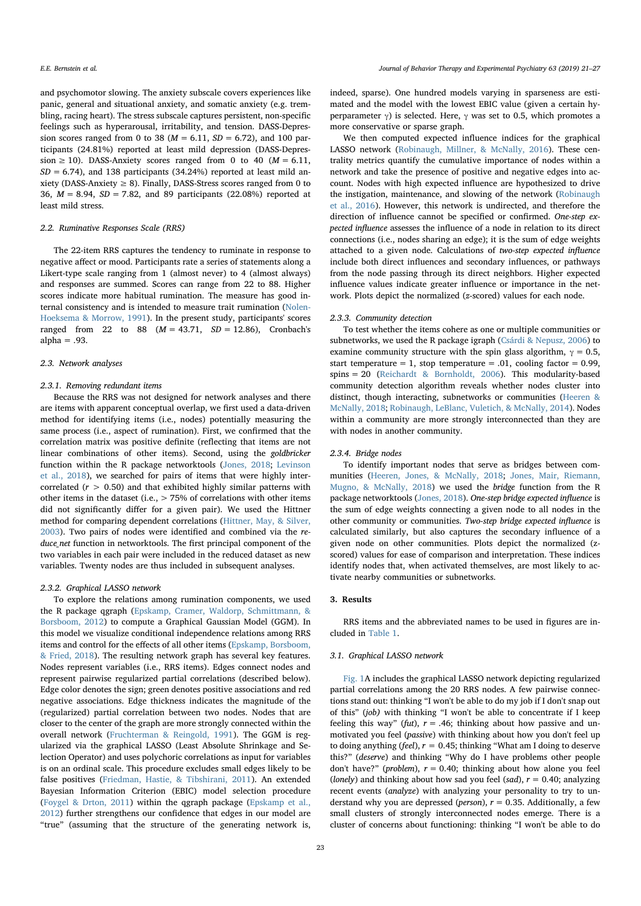and psychomotor slowing. The anxiety subscale covers experiences like panic, general and situational anxiety, and somatic anxiety (e.g. trembling, racing heart). The stress subscale captures persistent, non-specific feelings such as hyperarousal, irritability, and tension. DASS-Depression scores ranged from 0 to 38 ($M = 6.11$, $SD = 6.72$), and 100 participants (24.81%) reported at least mild depression (DASS-Depression ≥ 10). DASS-Anxiety scores ranged from 0 to 40 ($M = 6.11$, $SD = 6.74$), and 138 participants (34.24%) reported at least mild anxiety (DASS-Anxiety ≥ 8). Finally, DASS-Stress scores ranged from 0 to 36, $M = 8.94$, $SD = 7.82$, and 89 participants (22.08%) reported at least mild stress.

### 2.2. Ruminative Responses Scale (RRS)

The 22-item RRS captures the tendency to ruminate in response to negative affect or mood. Participants rate a series of statements along a Likert-type scale ranging from 1 (almost never) to 4 (almost always) and responses are summed. Scores can range from 22 to 88. Higher scores indicate more habitual rumination. The measure has good internal consistency and is intended to measure trait rumination (Nolen-Hoeksema & Morrow, 1991). In the present study, participants' scores ranged from 22 to 88 ($M = 43.71$, $SD = 12.86$), Cronbach's alpha = .93.

### 2.3. Network analyses

#### 2.3.1. Removing redundant items

Because the RRS was not designed for network analyses and there are items with apparent conceptual overlap, we first used a data-driven method for identifying items (i.e., nodes) potentially measuring the same process (i.e., aspect of rumination). First, we confirmed that the correlation matrix was positive definite (reflecting that items are not linear combinations of other items). Second, using the *goldbricker* function within the R package networktools (Jones, 2018; Levinson et al., 2018), we searched for pairs of items that were highly intercorrelated ($r > 0.50$) and that exhibited highly similar patterns with other items in the dataset (i.e., > 75% of correlations with other items did not significantly differ for a given pair). We used the Hittner method for comparing dependent correlations (Hittner, May, & Silver, 2003). Two pairs of nodes were identified and combined via the *reduce_net* function in networktools. The first principal component of the two variables in each pair were included in the reduced dataset as new variables. Twenty nodes are thus included in subsequent analyses.

#### 2.3.2. Graphical LASSO network

To explore the relations among rumination components, we used the R package qgraph (Epskamp, Cramer, Waldorp, Schmittmann, & Borsboom, 2012) to compute a Graphical Gaussian Model (GGM). In this model we visualize conditional independence relations among RRS items and control for the effects of all other items (Epskamp, Borsboom, & Fried, 2018). The resulting network graph has several key features. Nodes represent variables (i.e., RRS items). Edges connect nodes and represent pairwise regularized partial correlations (described below). Edge color denotes the sign; green denotes positive associations and red negative associations. Edge thickness indicates the magnitude of the (regularized) partial correlation between two nodes. Nodes that are closer to the center of the graph are more strongly connected within the overall network (Fruchterman & Reingold, 1991). The GGM is regularized via the graphical LASSO (Least Absolute Shrinkage and Selection Operator) and uses polychoric correlations as input for variables is on an ordinal scale. This procedure excludes small edges likely to be false positives (Friedman, Hastie, & Tibshirani, 2011). An extended Bayesian Information Criterion (EBIC) model selection procedure (Foygel & Drton, 2011) within the qgraph package (Epskamp et al., 2012) further strengthens our confidence that edges in our model are "true" (assuming that the structure of the generating network is, indeed, sparse). One hundred models varying in sparseness are estimated and the model with the lowest EBIC value (given a certain hyperparameter $\gamma$) is selected. Here, $\gamma$ was set to 0.5, which promotes a more conservative or sparse graph.

We then computed expected influence indices for the graphical LASSO network (Robinaugh, Millner, & McNally, 2016). These centrality metrics quantify the cumulative importance of nodes within a network and take the presence of positive and negative edges into account. Nodes with high expected influence are hypothesized to drive the instigation, maintenance, and slowing of the network (Robinaugh et al., 2016). However, this network is undirected, and therefore the direction of influence cannot be specified or confirmed. *One-step expected influence* assesses the influence of a node in relation to its direct connections (i.e., nodes sharing an edge); it is the sum of edge weights attached to a given node. Calculations of *two-step expected influence* include both direct influences and secondary influences, or pathways from the node passing through its direct neighbors. Higher expected influence values indicate greater influence or importance in the network. Plots depict the normalized ($z$-scored) values for each node.

#### 2.3.3. Community detection

To test whether the items cohere as one or multiple communities or subnetworks, we used the R package igraph (Csárdi & Nepusz, 2006) to examine community structure with the spin glass algorithm, $\gamma = 0.5$, start temperature = 1, stop temperature = .01, cooling factor = 0.99, spins = 20 (Reichardt & Bornholdt, 2006). This modularity-based community detection algorithm reveals whether nodes cluster into distinct, though interacting, subnetworks or communities (Heeren & McNally, 2018; Robinaugh, LeBlanc, Vuletich, & McNally, 2014). Nodes within a community are more strongly interconnected than they are with nodes in another community.

#### 2.3.4. Bridge nodes

To identify important nodes that serve as bridges between communities (Heeren, Jones, & McNally, 2018; Jones, Mair, Riemann, Mugno, & McNally, 2018) we used the *bridge* function from the R package networktools (Jones, 2018). *One-step bridge expected influence* is the sum of edge weights connecting a given node to all nodes in the other community or communities. *Two-step bridge expected influence* is calculated similarly, but also captures the secondary influence of a given node on other communities. Plots depict the normalized ($z$-scored) values for ease of comparison and interpretation. These indices identify nodes that, when activated themselves, are most likely to activate nearby communities or subnetworks.

## 3. Results

RRS items and the abbreviated names to be used in figures are included in Table 1.

### 3.1. Graphical LASSO network

Fig. 1A includes the graphical LASSO network depicting regularized partial correlations among the 20 RRS nodes. A few pairwise connections stand out: thinking "I won't be able to do my job if I don't snap out of this" (*job*) with thinking "I won't be able to concentrate if I keep feeling this way" (*fut*), $r = .46$; thinking about how passive and unmotivated you feel (*passive*) with thinking about how you don't feel up to doing anything (*feel*), $r = 0.45$; thinking "What am I doing to deserve this?" (*deserve*) and thinking "Why do I have problems other people don't have?" (*problem*), $r = 0.40$; thinking about how alone you feel (*lonely*) and thinking about how sad you feel (*sad*), $r = 0.40$; analyzing recent events (*analyze*) with analyzing your personality to try to understand why you are depressed (*person*), $r = 0.35$. Additionally, a few small clusters of strongly interconnected nodes emerge. There is a cluster of concerns about functioning: thinking "I won't be able to do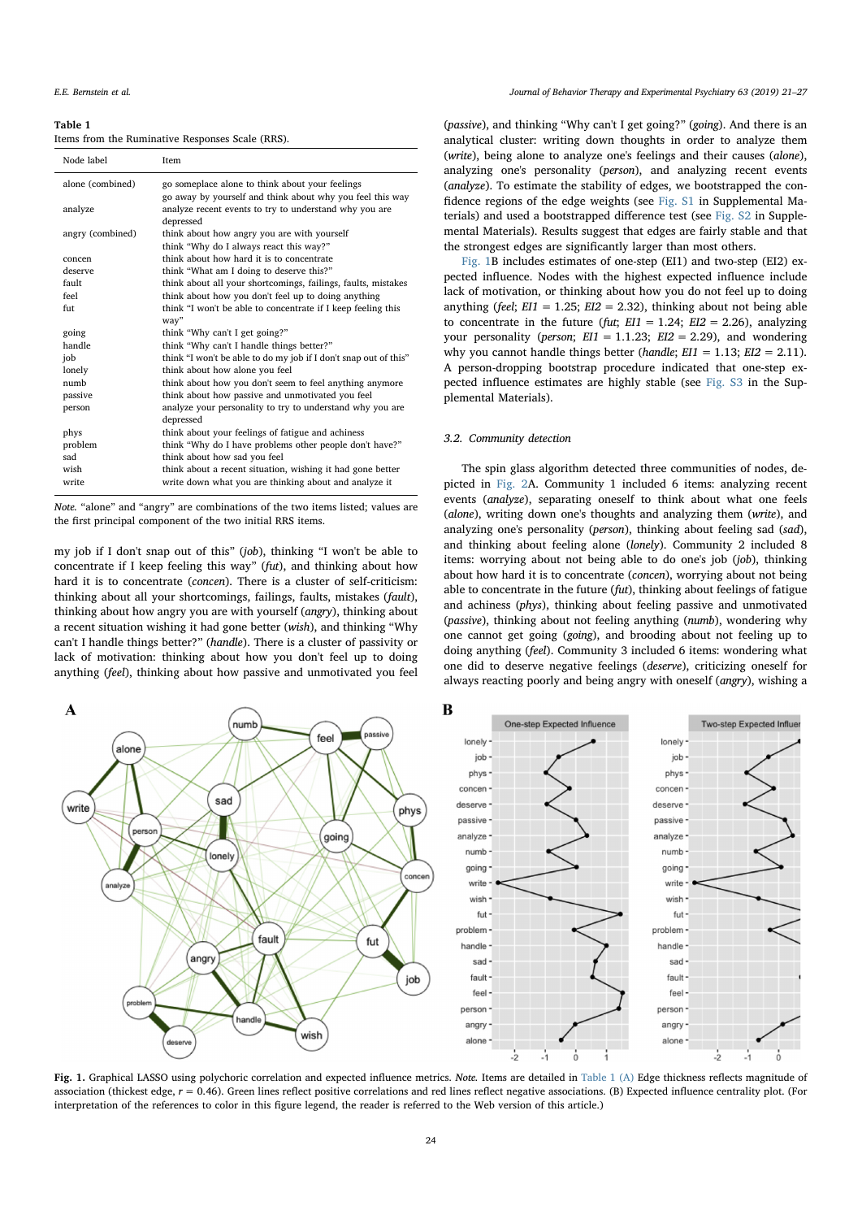**Table 1**
Items from the Ruminative Responses Scale (RRS).

| Node label | Item |
|---|---|
| alone (combined) | go someplace alone to think about your feelings<br>go away by yourself and think about why you feel this way |
| analyze | analyze recent events to try to understand why you are depressed |
| angry (combined) | think about how angry you are with yourself<br>think "Why do I always react this way?" |
| concen | think about how hard it is to concentrate |
| deserve | think "What am I doing to deserve this?" |
| fault | think about all your shortcomings, failings, faults, mistakes |
| feel | think about how you don't feel up to doing anything |
| fut | think "I won't be able to concentrate if I keep feeling this way" |
| going | think "Why can't I get going?" |
| handle | think "Why can't I handle things better?" |
| job | think "I won't be able to do my job if I don't snap out of this" |
| lonely | think about how alone you feel |
| numb | think about how you don't seem to feel anything anymore |
| passive | think about how passive and unmotivated you feel |
| person | analyze your personality to try to understand why you are depressed |
| phys | think about your feelings of fatigue and achiness |
| problem | think "Why do I have problems other people don't have?" |
| sad | think about how sad you feel |
| wish | think about a recent situation, wishing it had gone better |
| write | write down what you are thinking about and analyze it |

*Note.* "alone" and "angry" are combinations of the two items listed; values are the first principal component of the two initial RRS items.

my job if I don't snap out of this" (*job*), thinking "I won't be able to concentrate if I keep feeling this way" (*fut*), and thinking about how hard it is to concentrate (*concen*). There is a cluster of self-criticism: thinking about all your shortcomings, failings, faults, mistakes (*fault*), thinking about how angry you are with yourself (*angry*), thinking about a recent situation wishing it had gone better (*wish*), and thinking "Why can't I handle things better?" (*handle*). There is a cluster of passivity or lack of motivation: thinking about how you don't feel up to doing anything (*feel*), thinking about how passive and unmotivated you feel (*passive*), and thinking "Why can't I get going?" (*going*). And there is an analytical cluster: writing down thoughts in order to analyze them (*write*), being alone to analyze one's feelings and their causes (*alone*), analyzing one's personality (*person*), and analyzing recent events (*analyze*). To estimate the stability of edges, we bootstrapped the confidence regions of the edge weights (see Fig. S1 in Supplemental Materials) and used a bootstrapped difference test (see Fig. S2 in Supplemental Materials). Results suggest that edges are fairly stable and that the strongest edges are significantly larger than most others.

Fig. 1B includes estimates of one-step (EI1) and two-step (EI2) expected influence. Nodes with the highest expected influence include lack of motivation, or thinking about how you do not feel up to doing anything (*feel*; $EI1 = 1.25$; $EI2 = 2.32$), thinking about not being able to concentrate in the future (*fut*; $EI1 = 1.24$; $EI2 = 2.26$), analyzing your personality (*person*; $EI1 = 1.1.23$; $EI2 = 2.29$), and wondering why you cannot handle things better (*handle*; $EI1 = 1.13$; $EI2 = 2.11$). A person-dropping bootstrap procedure indicated that one-step expected influence estimates are highly stable (see Fig. S3 in the Supplemental Materials).

### 3.2. Community detection

The spin glass algorithm detected three communities of nodes, depicted in Fig. 2A. Community 1 included 6 items: analyzing recent events (*analyze*), separating oneself to think about what one feels (*alone*), writing down one's thoughts and analyzing them (*write*), and analyzing one's personality (*person*), thinking about feeling sad (*sad*), and thinking about feeling alone (*lonely*). Community 2 included 8 items: worrying about not being able to do one's job (*job*), thinking about how hard it is to concentrate (*concen*), worrying about not being able to concentrate in the future (*fut*), thinking about feelings of fatigue and achiness (*phys*), thinking about feeling passive and unmotivated (*passive*), thinking about not feeling anything (*numb*), wondering why one cannot get going (*going*), and brooding about not feeling up to doing anything (*feel*). Community 3 included 6 items: wondering what one did to deserve negative feelings (*deserve*), criticizing oneself for always reacting poorly and being angry with oneself (*angry*), wishing a

**Fig. 1.** Graphical LASSO using polychoric correlation and expected influence metrics. *Note.* Items are detailed in Table 1 (A) Edge thickness reflects magnitude of association (thickest edge, $r = 0.46$). Green lines reflect positive correlations and red lines reflect negative associations. (B) Expected influence centrality plot. (For interpretation of the references to color in this figure legend, the reader is referred to the Web version of this article.)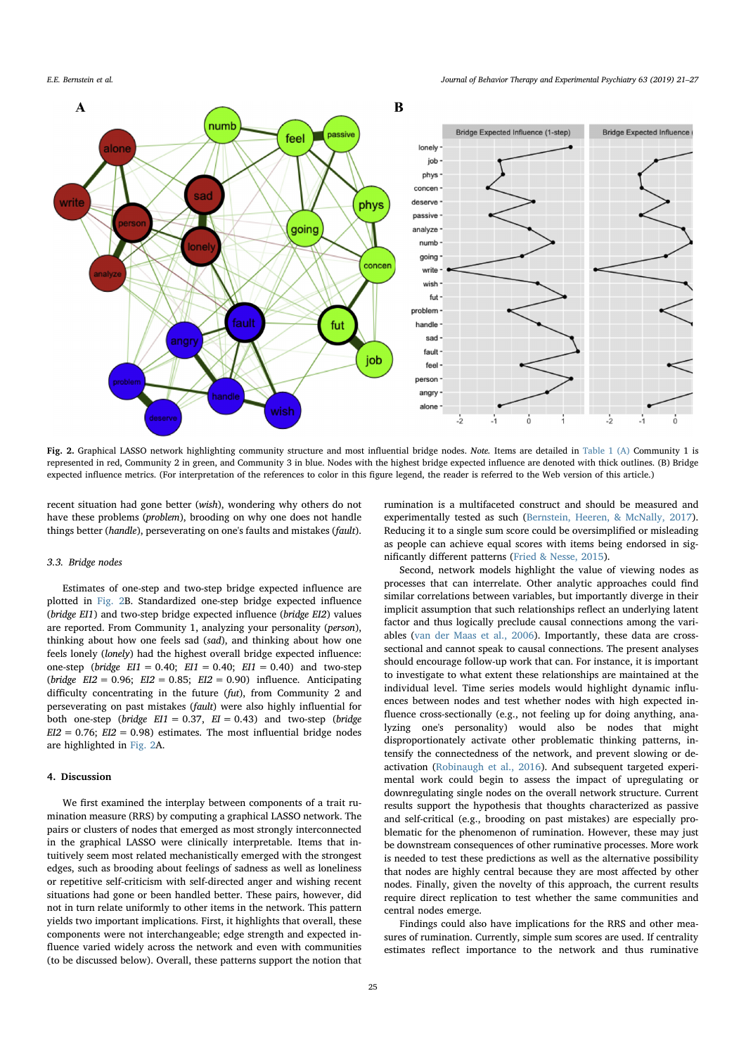Fig. 2. Graphical LASSO network highlighting community structure and most influential bridge nodes. *Note.* Items are detailed in Table 1 (A) Community 1 is represented in red, Community 2 in green, and Community 3 in blue. Nodes with the highest bridge expected influence are denoted with thick outlines. (B) Bridge expected influence metrics. (For interpretation of the references to color in this figure legend, the reader is referred to the Web version of this article.)

recent situation had gone better (*wish*), wondering why others do not have these problems (*problem*), brooding on why one does not handle things better (*handle*), perseverating on one's faults and mistakes (*fault*).

### 3.3. Bridge nodes

Estimates of one-step and two-step bridge expected influence are plotted in Fig. 2B. Standardized one-step bridge expected influence (*bridge EI1*) and two-step bridge expected influence (*bridge EI2*) values are reported. From Community 1, analyzing your personality (*person*), thinking about how one feels sad (*sad*), and thinking about how one feels lonely (*lonely*) had the highest overall bridge expected influence: one-step (*bridge EI1* = 0.40; *EI1* = 0.40; *EI1* = 0.40) and two-step (*bridge EI2* = 0.96; *EI2* = 0.85; *EI2* = 0.90) influence. Anticipating difficulty concentrating in the future (*fut*), from Community 2 and perseverating on past mistakes (*fault*) were also highly influential for both one-step (*bridge EI1* = 0.37, *EI* = 0.43) and two-step (*bridge EI2* = 0.76; *EI2* = 0.98) estimates. The most influential bridge nodes are highlighted in Fig. 2A.

## 4. Discussion

We first examined the interplay between components of a trait rumination measure (RRS) by computing a graphical LASSO network. The pairs or clusters of nodes that emerged as most strongly interconnected in the graphical LASSO were clinically interpretable. Items that intuitively seem most related mechanistically emerged with the strongest edges, such as brooding about feelings of sadness as well as loneliness or repetitive self-criticism with self-directed anger and wishing recent situations had gone or been handled better. These pairs, however, did not in turn relate uniformly to other items in the network. This pattern yields two important implications. First, it highlights that overall, these components were not interchangeable; edge strength and expected influence varied widely across the network and even with communities (to be discussed below). Overall, these patterns support the notion that rumination is a multifaceted construct and should be measured and experimentally tested as such (Bernstein, Heeren, & McNally, 2017). Reducing it to a single sum score could be oversimplified or misleading as people can achieve equal scores with items being endorsed in significantly different patterns (Fried & Nesse, 2015).

Second, network models highlight the value of viewing nodes as processes that can interrelate. Other analytic approaches could find similar correlations between variables, but importantly diverge in their implicit assumption that such relationships reflect an underlying latent factor and thus logically preclude causal connections among the variables (van der Maas et al., 2006). Importantly, these data are cross-sectional and cannot speak to causal connections. The present analyses should encourage follow-up work that can. For instance, it is important to investigate to what extent these relationships are maintained at the individual level. Time series models would highlight dynamic influences between nodes and test whether nodes with high expected influence cross-sectionally (e.g., not feeling up for doing anything, analyzing one's personality) would also be nodes that might disproportionately activate other problematic thinking patterns, intensify the connectedness of the network, and prevent slowing or deactivation (Robinaugh et al., 2016). And subsequent targeted experimental work could begin to assess the impact of upregulating or downregulating single nodes on the overall network structure. Current results support the hypothesis that thoughts characterized as passive and self-critical (e.g., brooding on past mistakes) are especially problematic for the phenomenon of rumination. However, these may just be downstream consequences of other ruminative processes. More work is needed to test these predictions as well as the alternative possibility that nodes are highly central because they are most affected by other nodes. Finally, given the novelty of this approach, the current results require direct replication to test whether the same communities and central nodes emerge.

Findings could also have implications for the RRS and other measures of rumination. Currently, simple sum scores are used. If centrality estimates reflect importance to the network and thus ruminative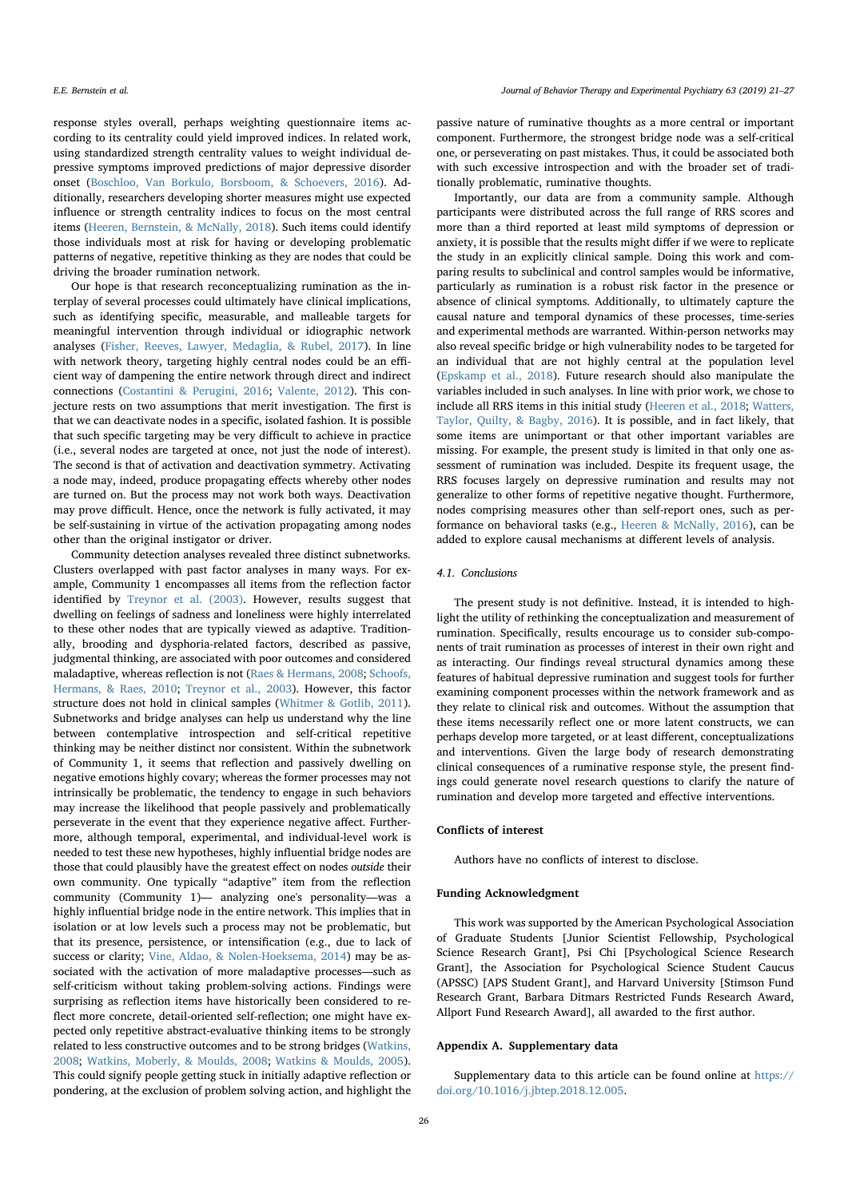response styles overall, perhaps weighting questionnaire items according to its centrality could yield improved indices. In related work, using standardized strength centrality values to weight individual depressive symptoms improved predictions of major depressive disorder onset (Boschloo, Van Borkulo, Borsboom, & Schoevers, 2016). Additionally, researchers developing shorter measures might use expected influence or strength centrality indices to focus on the most central items (Heeren, Bernstein, & McNally, 2018). Such items could identify those individuals most at risk for having or developing problematic patterns of negative, repetitive thinking as they are nodes that could be driving the broader rumination network.

Our hope is that research reconceptualizing rumination as the interplay of several processes could ultimately have clinical implications, such as identifying specific, measurable, and malleable targets for meaningful intervention through individual or idiographic network analyses (Fisher, Reeves, Lawyer, Medaglia, & Rubel, 2017). In line with network theory, targeting highly central nodes could be an efficient way of dampening the entire network through direct and indirect connections (Costantini & Perugini, 2016; Valente, 2012). This conjecture rests on two assumptions that merit investigation. The first is that we can deactivate nodes in a specific, isolated fashion. It is possible that such specific targeting may be very difficult to achieve in practice (i.e., several nodes are targeted at once, not just the node of interest). The second is that of activation and deactivation symmetry. Activating a node may, indeed, produce propagating effects whereby other nodes are turned on. But the process may not work both ways. Deactivation may prove difficult. Hence, once the network is fully activated, it may be self-sustaining in virtue of the activation propagating among nodes other than the original instigator or driver.

Community detection analyses revealed three distinct subnetworks. Clusters overlapped with past factor analyses in many ways. For example, Community 1 encompasses all items from the reflection factor identified by Treynor et al. (2003). However, results suggest that dwelling on feelings of sadness and loneliness were highly interrelated to these other nodes that are typically viewed as adaptive. Traditionally, brooding and dysphoria-related factors, described as passive, judgmental thinking, are associated with poor outcomes and considered maladaptive, whereas reflection is not (Raes & Hermans, 2008; Schoofs, Hermans, & Raes, 2010; Treynor et al., 2003). However, this factor structure does not hold in clinical samples (Whitmer & Gotlib, 2011). Subnetworks and bridge analyses can help us understand why the line between contemplative introspection and self-critical repetitive thinking may be neither distinct nor consistent. Within the subnetwork of Community 1, it seems that reflection and passively dwelling on negative emotions highly covary; whereas the former processes may not intrinsically be problematic, the tendency to engage in such behaviors may increase the likelihood that people passively and problematically perseverate in the event that they experience negative affect. Furthermore, although temporal, experimental, and individual-level work is needed to test these new hypotheses, highly influential bridge nodes are those that could plausibly have the greatest effect on nodes *outside* their own community. One typically "adaptive" item from the reflection community (Community 1)— analyzing one's personality—was a highly influential bridge node in the entire network. This implies that in isolation or at low levels such a process may not be problematic, but that its presence, persistence, or intensification (e.g., due to lack of success or clarity; Vine, Aldao, & Nolen-Hoeksema, 2014) may be associated with the activation of more maladaptive processes—such as self-criticism without taking problem-solving actions. Findings were surprising as reflection items have historically been considered to reflect more concrete, detail-oriented self-reflection; one might have expected only repetitive abstract-evaluative thinking items to be strongly related to less constructive outcomes and to be strong bridges (Watkins, 2008; Watkins, Moberly, & Moulds, 2008; Watkins & Moulds, 2005). This could signify people getting stuck in initially adaptive reflection or pondering, at the exclusion of problem solving action, and highlight the passive nature of ruminative thoughts as a more central or important component. Furthermore, the strongest bridge node was a self-critical one, or perseverating on past mistakes. Thus, it could be associated both with such excessive introspection and with the broader set of traditionally problematic, ruminative thoughts.

Importantly, our data are from a community sample. Although participants were distributed across the full range of RRS scores and more than a third reported at least mild symptoms of depression or anxiety, it is possible that the results might differ if we were to replicate the study in an explicitly clinical sample. Doing this work and comparing results to subclinical and control samples would be informative, particularly as rumination is a robust risk factor in the presence or absence of clinical symptoms. Additionally, to ultimately capture the causal nature and temporal dynamics of these processes, time-series and experimental methods are warranted. Within-person networks may also reveal specific bridge or high vulnerability nodes to be targeted for an individual that are not highly central at the population level (Epskamp et al., 2018). Future research should also manipulate the variables included in such analyses. In line with prior work, we chose to include all RRS items in this initial study (Heeren et al., 2018; Watters, Taylor, Quilty, & Bagby, 2016). It is possible, and in fact likely, that some items are unimportant or that other important variables are missing. For example, the present study is limited in that only one assessment of rumination was included. Despite its frequent usage, the RRS focuses largely on depressive rumination and results may not generalize to other forms of repetitive negative thought. Furthermore, nodes comprising measures other than self-report ones, such as performance on behavioral tasks (e.g., Heeren & McNally, 2016), can be added to explore causal mechanisms at different levels of analysis.

### 4.1. Conclusions

The present study is not definitive. Instead, it is intended to highlight the utility of rethinking the conceptualization and measurement of rumination. Specifically, results encourage us to consider sub-components of trait rumination as processes of interest in their own right and as interacting. Our findings reveal structural dynamics among these features of habitual depressive rumination and suggest tools for further examining component processes within the network framework and as they relate to clinical risk and outcomes. Without the assumption that these items necessarily reflect one or more latent constructs, we can perhaps develop more targeted, or at least different, conceptualizations and interventions. Given the large body of research demonstrating clinical consequences of a ruminative response style, the present findings could generate novel research questions to clarify the nature of rumination and develop more targeted and effective interventions.

## Conflicts of interest

Authors have no conflicts of interest to disclose.

## Funding Acknowledgment

This work was supported by the American Psychological Association of Graduate Students [Junior Scientist Fellowship, Psychological Science Research Grant], Psi Chi [Psychological Science Research Grant], the Association for Psychological Science Student Caucus (APSSC) [APS Student Grant], and Harvard University [Stimson Fund Research Grant, Barbara Ditmars Restricted Funds Research Award, Allport Fund Research Award], all awarded to the first author.

## Appendix A. Supplementary data

Supplementary data to this article can be found online at https://doi.org/10.1016/j.jbtep.2018.12.005.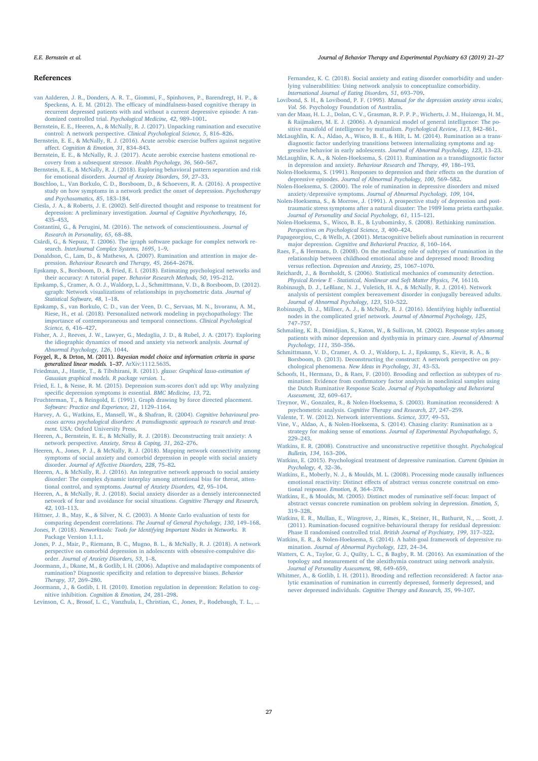## References

van Aalderen, J. R., Donders, A. R. T., Giommi, F., Spinhoven, P., Barendregt, H. P., & Speckens, A. E. M. (2012). The efficacy of mindfulness-based cognitive therapy in recurrent depressed patients with and without a current depressive episode: A randomized controlled trial. *Psychological Medicine, 42*, 989–1001.

Bernstein, E. E., Heeren, A., & McNally, R. J. (2017). Unpacking rumination and executive control: A network perspective. *Clinical Psychological Science, 5*, 816–826.

Bernstein, E. E., & McNally, R. J. (2016). Acute aerobic exercise buffers against negative affect. *Cognition & Emotion, 31*, 834–843.

Bernstein, E. E., & McNally, R. J. (2017). Acute aerobic exercise hastens emotional recovery from a subsequent stressor. *Health Psychology, 36*, 560–567.

Bernstein, E. E., & McNally, R. J. (2018). Exploring behavioral pattern separation and risk for emotional disorders. *Journal of Anxiety Disorders, 59*, 27–33.

Boschloo, L., Van Borkulo, C. D., Borsboom, D., & Schoevers, R. A. (2016). A prospective study on how symptoms in a network predict the onset of depression. *Psychotherapy and Psychosomatics, 85*, 183–184.

Ciesla, J. A., & Roberts, J. E. (2002). Self-directed thought and response to treatment for depression: A preliminary investigation. *Journal of Cognitive Psychotherapy, 16*, 435–453.

Costantini, G., & Perugini, M. (2016). The network of conscientiousness. *Journal of Research in Personality, 65*, 68–88.

Csárdi, G., & Nepusz, T. (2006). The igraph software package for complex network research. *InterJournal Complex Systems, 1695*, 1–9.

Donaldson, C., Lam, D., & Mathews, A. (2007). Rumination and attention in major depression. *Behaviour Research and Therapy, 45*, 2664–2678.

Epskamp, S., Borsboom, D., & Fried, E. I. (2018). Estimating psychological networks and their accuracy: A tutorial paper. *Behavior Research Methods, 50*, 195–212.

Epskamp, S., Cramer, A. O. J., Waldorp, L. J., Schmittmann, V. D., & Borsboom, D. (2012). qgraph: Network visualizations of relationships in psychometric data. *Journal of Statistical Software, 48*, 1–18.

Epskamp, S., van Borkulo, C. D., van der Veen, D. C., Servaas, M. N., Isvoranu, A. M., Riese, H., et al. (2018). Personalized network modeling in psychopathology: The importance of contemporaneous and temporal connections. *Clinical Psychological Science, 6*, 416–427.

Fisher, A. J., Reeves, J. W., Lawyer, G., Medaglia, J. D., & Rubel, J. A. (2017). Exploring the idiographic dynamics of mood and anxiety via network analysis. *Journal of Abnormal Psychology, 126*, 1044.

Foygel, R., & Drton, M. (2011). *Bayesian model choice and information criteria in sparse generalized linear models.* 1–37. ArXiv:1112.5635.

Friedman, J., Hastie, T., & Tibshirani, R. (2011). *glasso: Graphical lasso-estimation of Gaussian graphical models. R package version.* 1.

Fried, E. I., & Nesse, R. M. (2015). Depression sum-scores don't add up: Why analyzing specific depression symptoms is essential. *BMC Medicine, 13*, 72.

Fruchterman, T., & Reingold, E. (1991). Graph drawing by force directed placement. *Software: Practice and Experience, 21*, 1129–1164.

Harvey, A. G., Watkins, E., Mansell, W., & Shafran, R. (2004). *Cognitive behavioural processes across psychological disorders: A transdiagnostic approach to research and treatment.* USA: Oxford University Press.

Heeren, A., Bernstein, E. E., & McNally, R. J. (2018). Deconstructing trait anxiety: A network perspective. *Anxiety, Stress & Coping, 31*, 262–276.

Heeren, A., Jones, P. J., & McNally, R. J. (2018). Mapping network connectivity among symptoms of social anxiety and comorbid depression in people with social anxiety disorder. *Journal of Affective Disorders, 228*, 75–82.

Heeren, A., & McNally, R. J. (2016). An integrative network approach to social anxiety disorder: The complex dynamic interplay among attentional bias for threat, attentional control, and symptoms. *Journal of Anxiety Disorders, 42*, 95–104.

Heeren, A., & McNally, R. J. (2018). Social anxiety disorder as a densely interconnected network of fear and avoidance for social situations. *Cognitive Therapy and Research, 42*, 103–113.

Hittner, J. B., May, K., & Silver, N. C. (2003). A Monte Carlo evaluation of tests for comparing dependent correlations. *The Journal of General Psychology, 130*, 149–168.

Jones, P. (2018). *Networktools: Tools for Identifying Important Nodes in Networks.* R Package Version 1.1.1.

Jones, P. J., Mair, P., Riemann, B. C., Mugno, B. L., & McNally, R. J. (2018). A network perspective on comorbid depression in adolescents with obsessive-compulsive disorder. *Journal of Anxiety Disorders, 53*, 1–8.

Joormann, J., Dkane, M., & Gotlib, I. H. (2006). Adaptive and maladaptive components of rumination? Diagnostic specificity and relation to depressive biases. *Behavior Therapy, 37*, 269–280.

Joormann, J., & Gotlib, I. H. (2010). Emotion regulation in depression: Relation to cognitive inhibition. *Cognition & Emotion, 24*, 281–298.

Levinson, C. A., Brosof, L. C., Vanzhula, I., Christian, C., Jones, P., Rodebaugh, T. L., ... Fernandez, K. C. (2018). Social anxiety and eating disorder comorbidity and underlying vulnerabilities: Using network analysis to conceptualize comorbidity. *International Journal of Eating Disorders, 51*, 693–709.

Lovibond, S. H., & Lovibond, P. F. (1995). *Manual for the depression anxiety stress scales, Vol. 56.* Psychology Foundation of Australia.

van der Maas, H. L. J., Dolan, C. V., Grasman, R. P. P. P., Wicherts, J. M., Huizenga, H. M., & Raijmakers, M. E. J. (2006). A dynamical model of general intelligence: The positive manifold of intelligence by mutualism. *Psychological Review, 113*, 842–861.

McLaughlin, K. A., Aldao, A., Wisco, B. E., & Hilt, L. M. (2014). Rumination as a transdiagnostic factor underlying transitions between internalizing symptoms and aggressive behavior in early adolescents. *Journal of Abnormal Psychology, 123*, 13–23.

McLaughlin, K. A., & Nolen-Hoeksema, S. (2011). Rumination as a transdiagnostic factor in depression and anxiety. *Behaviour Research and Therapy, 49*, 186–193.

Nolen-Hoeksema, S. (1991). Responses to depression and their effects on the duration of depressive episodes. *Journal of Abnormal Psychology, 100*, 569–582.

Nolen-Hoeksema, S. (2000). The role of rumination in depressive disorders and mixed anxiety/depressive symptoms. *Journal of Abnormal Psychology, 109*, 104.

Nolen-Hoeksema, S., & Morrow, J. (1991). A prospective study of depression and posttraumatic stress symptoms after a natural disaster: The 1989 loma prieta earthquake. *Journal of Personality and Social Psychology, 61*, 115–121.

Nolen-Hoeksema, S., Wisco, B. E., & Lyubomirsky, S. (2008). Rethinking rumination. *Perspectives on Psychological Science, 3*, 400–424.

Papageorgiou, C., & Wells, A. (2001). Metacognitive beliefs about rumination in recurrent major depression. *Cognitive and Behavioral Practice, 8*, 160–164.

Raes, F., & Hermans, D. (2008). On the mediating role of subtypes of rumination in the relationship between childhood emotional abuse and depressed mood: Brooding versus reflection. *Depression and Anxiety, 25*, 1067–1070.

Reichardt, J., & Bornholdt, S. (2006). Statistical mechanics of community detection. *Physical Review E - Statistical, Nonlinear and Soft Matter Physics, 74*, 16110.

Robinaugh, D. J., LeBlanc, N. J., Vuletich, H. A., & McNally, R. J. (2014). Network analysis of persistent complex bereavement disorder in conjugally bereaved adults. *Journal of Abnormal Psychology, 123*, 510–522.

Robinaugh, D. J., Millner, A. J., & McNally, R. J. (2016). Identifying highly influential nodes in the complicated grief network. *Journal of Abnormal Psychology, 125*, 747–757.

Schmaling, K. B., Dimidjian, S., Katon, W., & Sullivan, M. (2002). Response styles among patients with minor depression and dysthymia in primary care. *Journal of Abnormal Psychology, 111*, 350–356.

Schmittmann, V. D., Cramer, A. O. J., Waldorp, L. J., Epskamp, S., Kievit, R. A., & Borsboom, D. (2013). Deconstructing the construct: A network perspective on psychological phenomena. *New Ideas in Psychology, 31*, 43–53.

Schoofs, H., Hermans, D., & Raes, F. (2010). Brooding and reflection as subtypes of rumination: Evidence from confirmatory factor analysis in nonclinical samples using the Dutch Ruminative Response Scale. *Journal of Psychopathology and Behavioral Assessment, 32*, 609–617.

Treynor, W., Gonzalez, R., & Nolen-Hoeksema, S. (2003). Rumination reconsidered: A psychometric analysis. *Cognitive Therapy and Research, 27*, 247–259.

Valente, T. W. (2012). Network interventions. *Science, 337*, 49–53.

Vine, V., Aldao, A., & Nolen-Hoeksema, S. (2014). Chasing clarity: Rumination as a strategy for making sense of emotions. *Journal of Experimental Psychopathology, 5*, 229–243.

Watkins, E. R. (2008). Constructive and unconstructive repetitive thought. *Psychological Bulletin, 134*, 163–206.

Watkins, E. (2015). Psychological treatment of depressive rumination. *Current Opinion in Psychology, 4*, 32–36.

Watkins, E., Moberly, N. J., & Moulds, M. L. (2008). Processing mode causally influences emotional reactivity: Distinct effects of abstract versus concrete construal on emotional response. *Emotion, 8*, 364–378.

Watkins, E., & Moulds, M. (2005). Distinct modes of ruminative self-focus: Impact of abstract versus concrete rumination on problem solving in depression. *Emotion, 5*, 319–328.

Watkins, E. R., Mullan, E., Wingrove, J., Rimes, K., Steiner, H., Bathurst, N., ... Scott, J. (2011). Rumination-focused cognitive-behavioural therapy for residual depression: Phase II randomised controlled trial. *British Journal of Psychiatry, 199*, 317–322.

Watkins, E. R., & Nolen-Hoeksema, S. (2014). A habit-goal framework of depressive rumination. *Journal of Abnormal Psychology, 123*, 24–34.

Watters, C. A., Taylor, G. J., Quilty, L. C., & Bagby, R. M. (2016). An examination of the topology and measurement of the alexithymia construct using network analysis. *Journal of Personality Assessment, 98*, 649–659.

Whitmer, A., & Gotlib, I. H. (2011). Brooding and reflection reconsidered: A factor analytic examination of rumination in currently depressed, formerly depressed, and never depressed individuals. *Cognitive Therapy and Research, 35*, 99–107.